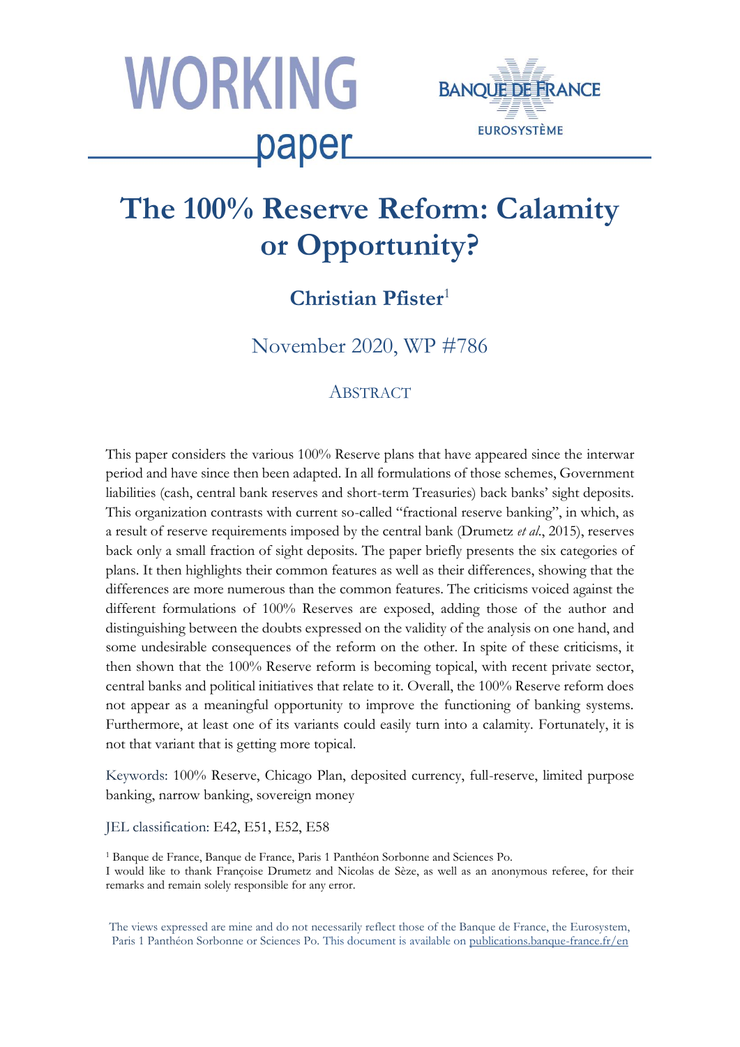WORKING paper

BANQUE DE FRANCE
EUROSYSTÈME

# The 100% Reserve Reform: Calamity or Opportunity?

**Christian Pfister**[1]

November 2020, WP #786

## ABSTRACT

This paper considers the various 100% Reserve plans that have appeared since the interwar period and have since then been adapted. In all formulations of those schemes, Government liabilities (cash, central bank reserves and short-term Treasuries) back banks' sight deposits. This organization contrasts with current so-called "fractional reserve banking", in which, as a result of reserve requirements imposed by the central bank (Drumetz *et al.*, 2015), reserves back only a small fraction of sight deposits. The paper briefly presents the six categories of plans. It then highlights their common features as well as their differences, showing that the differences are more numerous than the common features. The criticisms voiced against the different formulations of 100% Reserves are exposed, adding those of the author and distinguishing between the doubts expressed on the validity of the analysis on one hand, and some undesirable consequences of the reform on the other. In spite of these criticisms, it then shown that the 100% Reserve reform is becoming topical, with recent private sector, central banks and political initiatives that relate to it. Overall, the 100% Reserve reform does not appear as a meaningful opportunity to improve the functioning of banking systems. Furthermore, at least one of its variants could easily turn into a calamity. Fortunately, it is not that variant that is getting more topical.

Keywords: 100% Reserve, Chicago Plan, deposited currency, full-reserve, limited purpose banking, narrow banking, sovereign money

JEL classification: E42, E51, E52, E58

[1] Banque de France, Banque de France, Paris 1 Panthéon Sorbonne and Sciences Po.
I would like to thank Françoise Drumetz and Nicolas de Sèze, as well as an anonymous referee, for their remarks and remain solely responsible for any error.

The views expressed are mine and do not necessarily reflect those of the Banque de France, the Eurosystem, Paris 1 Panthéon Sorbonne or Sciences Po. This document is available on publications.banque-france.fr/en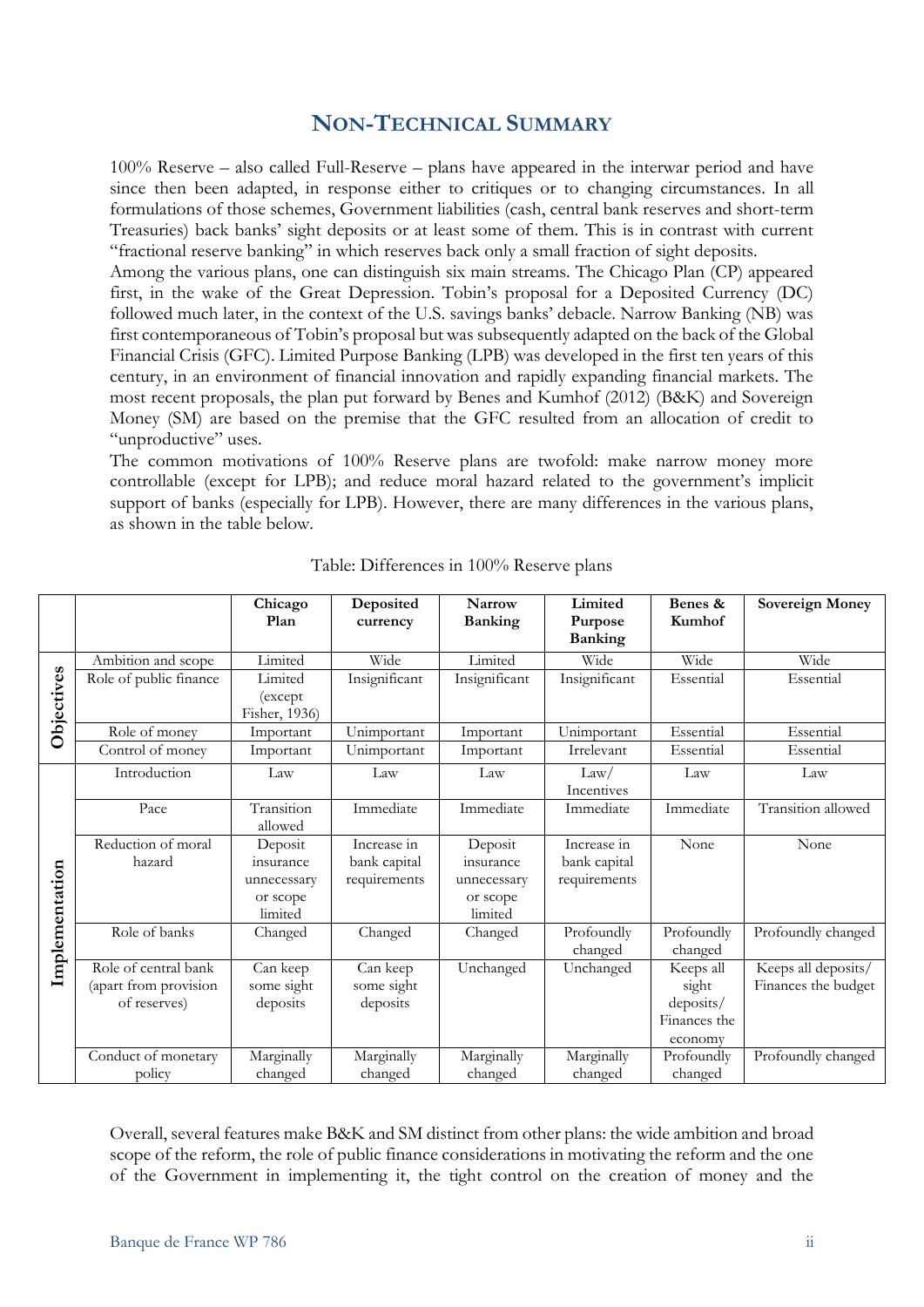## NON-TECHNICAL SUMMARY

100% Reserve – also called Full-Reserve – plans have appeared in the interwar period and have since then been adapted, in response either to critiques or to changing circumstances. In all formulations of those schemes, Government liabilities (cash, central bank reserves and short-term Treasuries) back banks' sight deposits or at least some of them. This is in contrast with current "fractional reserve banking" in which reserves back only a small fraction of sight deposits.

Among the various plans, one can distinguish six main streams. The Chicago Plan (CP) appeared first, in the wake of the Great Depression. Tobin's proposal for a Deposited Currency (DC) followed much later, in the context of the U.S. savings banks' debacle. Narrow Banking (NB) was first contemporaneous of Tobin's proposal but was subsequently adapted on the back of the Global Financial Crisis (GFC). Limited Purpose Banking (LPB) was developed in the first ten years of this century, in an environment of financial innovation and rapidly expanding financial markets. The most recent proposals, the plan put forward by Benes and Kumhof (2012) (B&K) and Sovereign Money (SM) are based on the premise that the GFC resulted from an allocation of credit to "unproductive" uses.

The common motivations of 100% Reserve plans are twofold: make narrow money more controllable (except for LPB); and reduce moral hazard related to the government's implicit support of banks (especially for LPB). However, there are many differences in the various plans, as shown in the table below.

Table: Differences in 100% Reserve plans

| | | Chicago Plan | Deposited currency | Narrow Banking | Limited Purpose Banking | Benes & Kumhof | Sovereign Money |
|---|---|---|---|---|---|---|---|
| Objectives | Ambition and scope | Limited | Wide | Limited | Wide | Wide | Wide |
| | Role of public finance | Limited (except Fisher, 1936) | Insignificant | Insignificant | Insignificant | Essential | Essential |
| | Role of money | Important | Unimportant | Important | Unimportant | Essential | Essential |
| | Control of money | Important | Unimportant | Important | Irrelevant | Essential | Essential |
| Implementation | Introduction | Law | Law | Law | Law/ Incentives | Law | Law |
| | Pace | Transition allowed | Immediate | Immediate | Immediate | Immediate | Transition allowed |
| | Reduction of moral hazard | Deposit insurance unnecessary or scope limited | Increase in bank capital requirements | Deposit insurance unnecessary or scope limited | Increase in bank capital requirements | None | None |
| | Role of banks | Changed | Changed | Changed | Profoundly changed | Profoundly changed | Profoundly changed |
| | Role of central bank (apart from provision of reserves) | Can keep some sight deposits | Can keep some sight deposits | Unchanged | Unchanged | Keeps all sight deposits/ Finances the economy | Keeps all deposits/ Finances the budget |
| | Conduct of monetary policy | Marginally changed | Marginally changed | Marginally changed | Marginally changed | Profoundly changed | Profoundly changed |

Overall, several features make B&K and SM distinct from other plans: the wide ambition and broad scope of the reform, the role of public finance considerations in motivating the reform and the one of the Government in implementing it, the tight control on the creation of money and the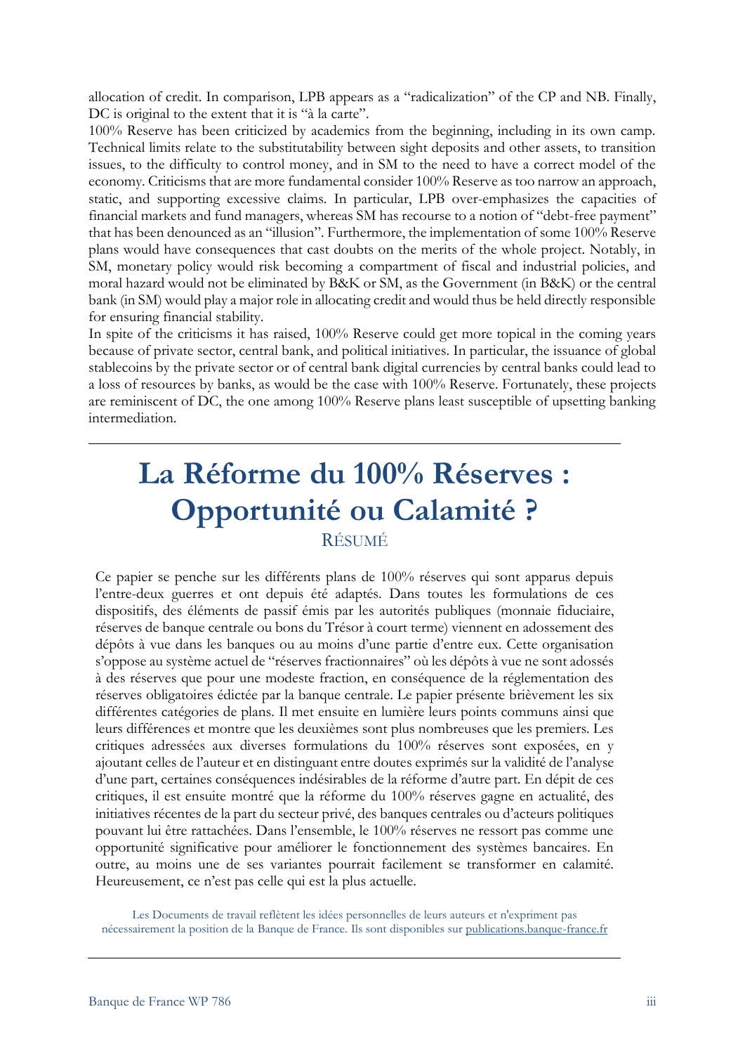allocation of credit. In comparison, LPB appears as a "radicalization" of the CP and NB. Finally, DC is original to the extent that it is "à la carte".

100% Reserve has been criticized by academics from the beginning, including in its own camp. Technical limits relate to the substitutability between sight deposits and other assets, to transition issues, to the difficulty to control money, and in SM to the need to have a correct model of the economy. Criticisms that are more fundamental consider 100% Reserve as too narrow an approach, static, and supporting excessive claims. In particular, LPB over-emphasizes the capacities of financial markets and fund managers, whereas SM has recourse to a notion of "debt-free payment" that has been denounced as an "illusion". Furthermore, the implementation of some 100% Reserve plans would have consequences that cast doubts on the merits of the whole project. Notably, in SM, monetary policy would risk becoming a compartment of fiscal and industrial policies, and moral hazard would not be eliminated by B&K or SM, as the Government (in B&K) or the central bank (in SM) would play a major role in allocating credit and would thus be held directly responsible for ensuring financial stability.

In spite of the criticisms it has raised, 100% Reserve could get more topical in the coming years because of private sector, central bank, and political initiatives. In particular, the issuance of global stablecoins by the private sector or of central bank digital currencies by central banks could lead to a loss of resources by banks, as would be the case with 100% Reserve. Fortunately, these projects are reminiscent of DC, the one among 100% Reserve plans least susceptible of upsetting banking intermediation.

---

# La Réforme du 100% Réserves : Opportunité ou Calamité ?

## RÉSUMÉ

Ce papier se penche sur les différents plans de 100% réserves qui sont apparus depuis l'entre-deux guerres et ont depuis été adaptés. Dans toutes les formulations de ces dispositifs, des éléments de passif émis par les autorités publiques (monnaie fiduciaire, réserves de banque centrale ou bons du Trésor à court terme) viennent en adossement des dépôts à vue dans les banques ou au moins d'une partie d'entre eux. Cette organisation s'oppose au système actuel de "réserves fractionnaires" où les dépôts à vue ne sont adossés à des réserves que pour une modeste fraction, en conséquence de la réglementation des réserves obligatoires édictée par la banque centrale. Le papier présente brièvement les six différentes catégories de plans. Il met ensuite en lumière leurs points communs ainsi que leurs différences et montre que les deuxièmes sont plus nombreuses que les premiers. Les critiques adressées aux diverses formulations du 100% réserves sont exposées, en y ajoutant celles de l'auteur et en distinguant entre doutes exprimés sur la validité de l'analyse d'une part, certaines conséquences indésirables de la réforme d'autre part. En dépit de ces critiques, il est ensuite montré que la réforme du 100% réserves gagne en actualité, des initiatives récentes de la part du secteur privé, des banques centrales ou d'acteurs politiques pouvant lui être rattachées. Dans l'ensemble, le 100% réserves ne ressort pas comme une opportunité significative pour améliorer le fonctionnement des systèmes bancaires. En outre, au moins une de ses variantes pourrait facilement se transformer en calamité. Heureusement, ce n'est pas celle qui est la plus actuelle.

Les Documents de travail reflètent les idées personnelles de leurs auteurs et n'expriment pas nécessairement la position de la Banque de France. Ils sont disponibles sur publications.banque-france.fr

---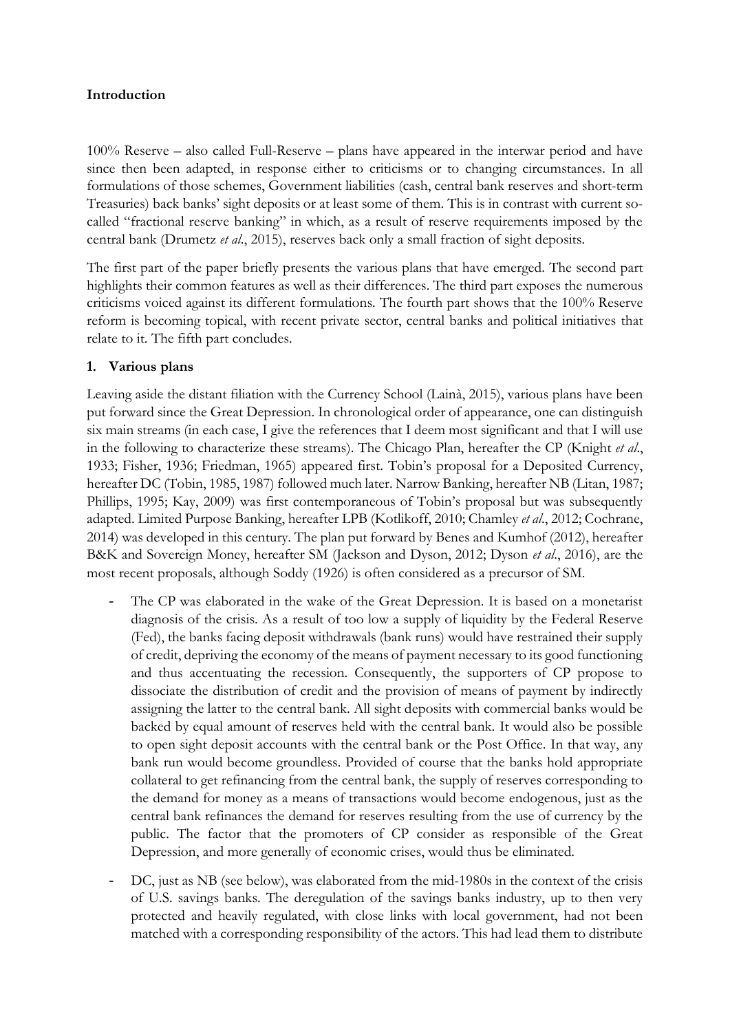**Introduction**

100% Reserve – also called Full-Reserve – plans have appeared in the interwar period and have since then been adapted, in response either to criticisms or to changing circumstances. In all formulations of those schemes, Government liabilities (cash, central bank reserves and short-term Treasuries) back banks' sight deposits or at least some of them. This is in contrast with current so-called "fractional reserve banking" in which, as a result of reserve requirements imposed by the central bank (Drumetz *et al*., 2015), reserves back only a small fraction of sight deposits.

The first part of the paper briefly presents the various plans that have emerged. The second part highlights their common features as well as their differences. The third part exposes the numerous criticisms voiced against its different formulations. The fourth part shows that the 100% Reserve reform is becoming topical, with recent private sector, central banks and political initiatives that relate to it. The fifth part concludes.

## 1. Various plans

Leaving aside the distant filiation with the Currency School (Lainà, 2015), various plans have been put forward since the Great Depression. In chronological order of appearance, one can distinguish six main streams (in each case, I give the references that I deem most significant and that I will use in the following to characterize these streams). The Chicago Plan, hereafter the CP (Knight *et al*., 1933; Fisher, 1936; Friedman, 1965) appeared first. Tobin's proposal for a Deposited Currency, hereafter DC (Tobin, 1985, 1987) followed much later. Narrow Banking, hereafter NB (Litan, 1987; Phillips, 1995; Kay, 2009) was first contemporaneous of Tobin's proposal but was subsequently adapted. Limited Purpose Banking, hereafter LPB (Kotlikoff, 2010; Chamley *et al*., 2012; Cochrane, 2014) was developed in this century. The plan put forward by Benes and Kumhof (2012), hereafter B&K and Sovereign Money, hereafter SM (Jackson and Dyson, 2012; Dyson *et al*., 2016), are the most recent proposals, although Soddy (1926) is often considered as a precursor of SM.

- The CP was elaborated in the wake of the Great Depression. It is based on a monetarist diagnosis of the crisis. As a result of too low a supply of liquidity by the Federal Reserve (Fed), the banks facing deposit withdrawals (bank runs) would have restrained their supply of credit, depriving the economy of the means of payment necessary to its good functioning and thus accentuating the recession. Consequently, the supporters of CP propose to dissociate the distribution of credit and the provision of means of payment by indirectly assigning the latter to the central bank. All sight deposits with commercial banks would be backed by equal amount of reserves held with the central bank. It would also be possible to open sight deposit accounts with the central bank or the Post Office. In that way, any bank run would become groundless. Provided of course that the banks hold appropriate collateral to get refinancing from the central bank, the supply of reserves corresponding to the demand for money as a means of transactions would become endogenous, just as the central bank refinances the demand for reserves resulting from the use of currency by the public. The factor that the promoters of CP consider as responsible of the Great Depression, and more generally of economic crises, would thus be eliminated.
- DC, just as NB (see below), was elaborated from the mid-1980s in the context of the crisis of U.S. savings banks. The deregulation of the savings banks industry, up to then very protected and heavily regulated, with close links with local government, had not been matched with a corresponding responsibility of the actors. This had lead them to distribute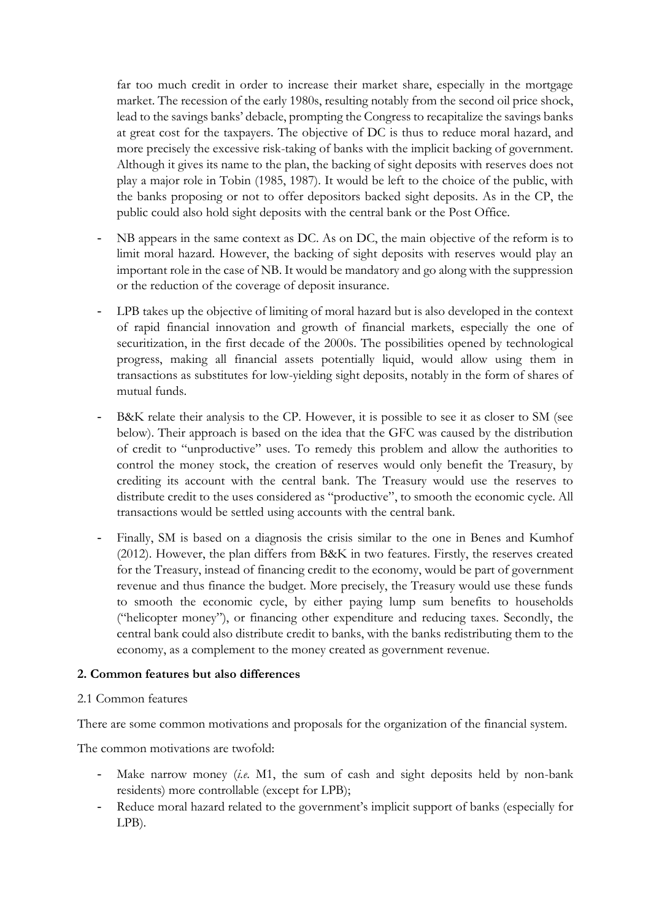far too much credit in order to increase their market share, especially in the mortgage market. The recession of the early 1980s, resulting notably from the second oil price shock, lead to the savings banks' debacle, prompting the Congress to recapitalize the savings banks at great cost for the taxpayers. The objective of DC is thus to reduce moral hazard, and more precisely the excessive risk-taking of banks with the implicit backing of government. Although it gives its name to the plan, the backing of sight deposits with reserves does not play a major role in Tobin (1985, 1987). It would be left to the choice of the public, with the banks proposing or not to offer depositors backed sight deposits. As in the CP, the public could also hold sight deposits with the central bank or the Post Office.

- NB appears in the same context as DC. As on DC, the main objective of the reform is to limit moral hazard. However, the backing of sight deposits with reserves would play an important role in the case of NB. It would be mandatory and go along with the suppression or the reduction of the coverage of deposit insurance.
- LPB takes up the objective of limiting of moral hazard but is also developed in the context of rapid financial innovation and growth of financial markets, especially the one of securitization, in the first decade of the 2000s. The possibilities opened by technological progress, making all financial assets potentially liquid, would allow using them in transactions as substitutes for low-yielding sight deposits, notably in the form of shares of mutual funds.
- B&K relate their analysis to the CP. However, it is possible to see it as closer to SM (see below). Their approach is based on the idea that the GFC was caused by the distribution of credit to "unproductive" uses. To remedy this problem and allow the authorities to control the money stock, the creation of reserves would only benefit the Treasury, by crediting its account with the central bank. The Treasury would use the reserves to distribute credit to the uses considered as "productive", to smooth the economic cycle. All transactions would be settled using accounts with the central bank.
- Finally, SM is based on a diagnosis the crisis similar to the one in Benes and Kumhof (2012). However, the plan differs from B&K in two features. Firstly, the reserves created for the Treasury, instead of financing credit to the economy, would be part of government revenue and thus finance the budget. More precisely, the Treasury would use these funds to smooth the economic cycle, by either paying lump sum benefits to households ("helicopter money"), or financing other expenditure and reducing taxes. Secondly, the central bank could also distribute credit to banks, with the banks redistributing them to the economy, as a complement to the money created as government revenue.

## 2. Common features but also differences

### 2.1 Common features

There are some common motivations and proposals for the organization of the financial system.

The common motivations are twofold:

- Make narrow money (*i.e.* M1, the sum of cash and sight deposits held by non-bank residents) more controllable (except for LPB);
- Reduce moral hazard related to the government's implicit support of banks (especially for LPB).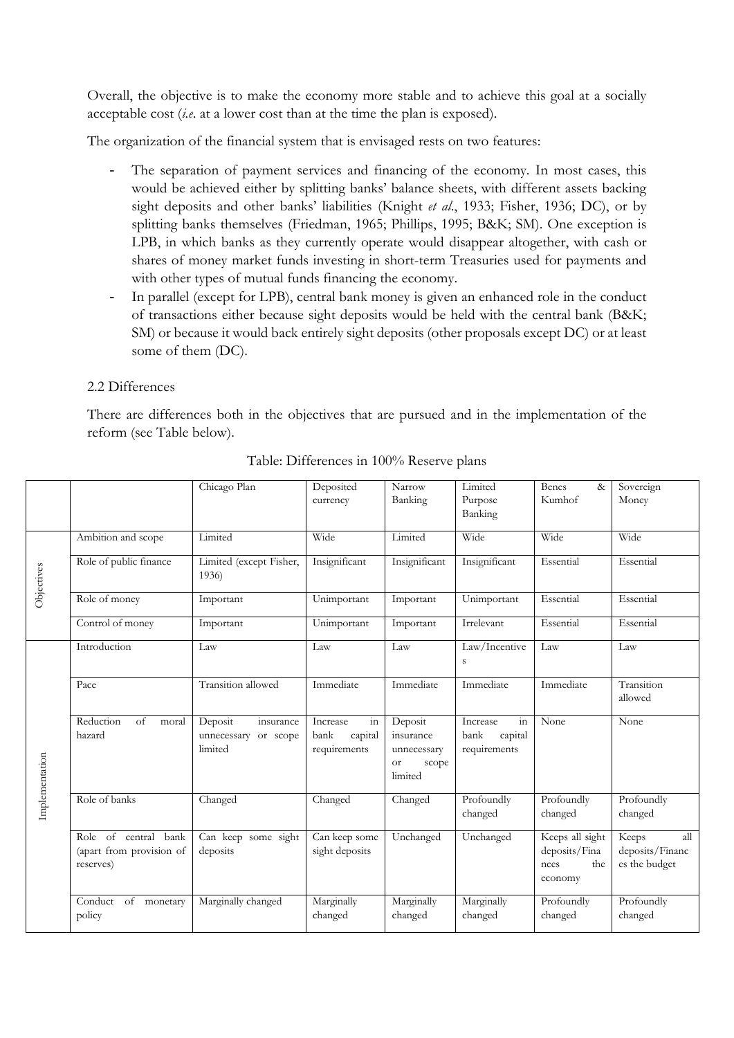Overall, the objective is to make the economy more stable and to achieve this goal at a socially acceptable cost (*i.e.* at a lower cost than at the time the plan is exposed).

The organization of the financial system that is envisaged rests on two features:

- The separation of payment services and financing of the economy. In most cases, this would be achieved either by splitting banks' balance sheets, with different assets backing sight deposits and other banks' liabilities (Knight *et al.*, 1933; Fisher, 1936; DC), or by splitting banks themselves (Friedman, 1965; Phillips, 1995; B&K; SM). One exception is LPB, in which banks as they currently operate would disappear altogether, with cash or shares of money market funds investing in short-term Treasuries used for payments and with other types of mutual funds financing the economy.
- In parallel (except for LPB), central bank money is given an enhanced role in the conduct of transactions either because sight deposits would be held with the central bank (B&K; SM) or because it would back entirely sight deposits (other proposals except DC) or at least some of them (DC).

2.2 Differences

There are differences both in the objectives that are pursued and in the implementation of the reform (see Table below).

Table: Differences in 100% Reserve plans

| | | Chicago Plan | Deposited currency | Narrow Banking | Limited Purpose Banking | Benes & Kumhof | Sovereign Money |
|---|---|---|---|---|---|---|---|
| Objectives | Ambition and scope | Limited | Wide | Limited | Wide | Wide | Wide |
| | Role of public finance | Limited (except Fisher, 1936) | Insignificant | Insignificant | Insignificant | Essential | Essential |
| | Role of money | Important | Unimportant | Important | Unimportant | Essential | Essential |
| | Control of money | Important | Unimportant | Important | Irrelevant | Essential | Essential |
| Implementation | Introduction | Law | Law | Law | Law/Incentives | Law | Law |
| | Pace | Transition allowed | Immediate | Immediate | Immediate | Immediate | Transition allowed |
| | Reduction of moral hazard | Deposit insurance unnecessary or scope limited | Increase in bank capital requirements | Deposit insurance unnecessary or scope limited | Increase in bank capital requirements | None | None |
| | Role of banks | Changed | Changed | Changed | Profoundly changed | Profoundly changed | Profoundly changed |
| | Role of central bank (apart from provision of reserves) | Can keep some sight deposits | Can keep some sight deposits | Unchanged | Unchanged | Keeps all sight deposits/Finances the economy | Keeps all deposits/Finances the budget |
| | Conduct of monetary policy | Marginally changed | Marginally changed | Marginally changed | Marginally changed | Profoundly changed | Profoundly changed |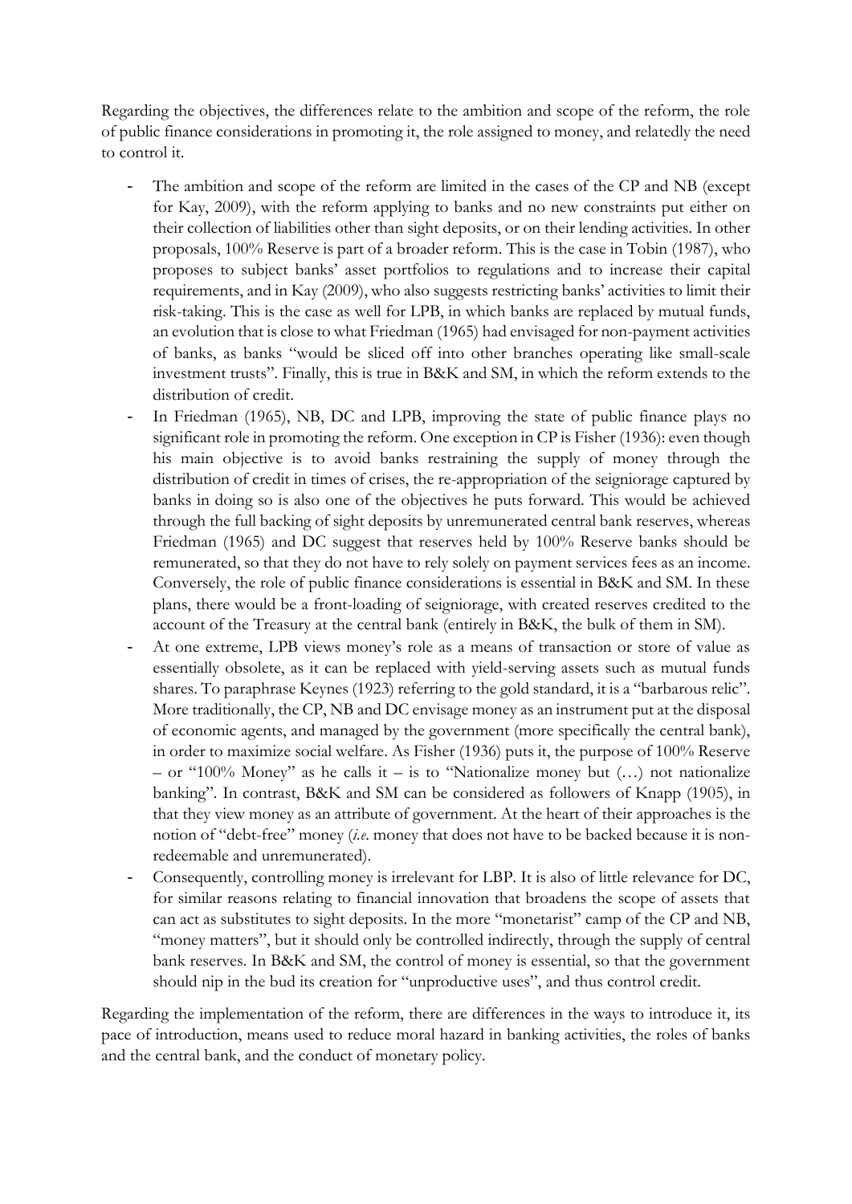Regarding the objectives, the differences relate to the ambition and scope of the reform, the role of public finance considerations in promoting it, the role assigned to money, and relatedly the need to control it.

- The ambition and scope of the reform are limited in the cases of the CP and NB (except for Kay, 2009), with the reform applying to banks and no new constraints put either on their collection of liabilities other than sight deposits, or on their lending activities. In other proposals, 100% Reserve is part of a broader reform. This is the case in Tobin (1987), who proposes to subject banks' asset portfolios to regulations and to increase their capital requirements, and in Kay (2009), who also suggests restricting banks' activities to limit their risk-taking. This is the case as well for LPB, in which banks are replaced by mutual funds, an evolution that is close to what Friedman (1965) had envisaged for non-payment activities of banks, as banks "would be sliced off into other branches operating like small-scale investment trusts". Finally, this is true in B&K and SM, in which the reform extends to the distribution of credit.
- In Friedman (1965), NB, DC and LPB, improving the state of public finance plays no significant role in promoting the reform. One exception in CP is Fisher (1936): even though his main objective is to avoid banks restraining the supply of money through the distribution of credit in times of crises, the re-appropriation of the seigniorage captured by banks in doing so is also one of the objectives he puts forward. This would be achieved through the full backing of sight deposits by unremunerated central bank reserves, whereas Friedman (1965) and DC suggest that reserves held by 100% Reserve banks should be remunerated, so that they do not have to rely solely on payment services fees as an income. Conversely, the role of public finance considerations is essential in B&K and SM. In these plans, there would be a front-loading of seigniorage, with created reserves credited to the account of the Treasury at the central bank (entirely in B&K, the bulk of them in SM).
- At one extreme, LPB views money's role as a means of transaction or store of value as essentially obsolete, as it can be replaced with yield-serving assets such as mutual funds shares. To paraphrase Keynes (1923) referring to the gold standard, it is a "barbarous relic". More traditionally, the CP, NB and DC envisage money as an instrument put at the disposal of economic agents, and managed by the government (more specifically the central bank), in order to maximize social welfare. As Fisher (1936) puts it, the purpose of 100% Reserve – or "100% Money" as he calls it – is to "Nationalize money but (…) not nationalize banking". In contrast, B&K and SM can be considered as followers of Knapp (1905), in that they view money as an attribute of government. At the heart of their approaches is the notion of "debt-free" money (*i.e.* money that does not have to be backed because it is non-redeemable and unremunerated).
- Consequently, controlling money is irrelevant for LBP. It is also of little relevance for DC, for similar reasons relating to financial innovation that broadens the scope of assets that can act as substitutes to sight deposits. In the more "monetarist" camp of the CP and NB, "money matters", but it should only be controlled indirectly, through the supply of central bank reserves. In B&K and SM, the control of money is essential, so that the government should nip in the bud its creation for "unproductive uses", and thus control credit.

Regarding the implementation of the reform, there are differences in the ways to introduce it, its pace of introduction, means used to reduce moral hazard in banking activities, the roles of banks and the central bank, and the conduct of monetary policy.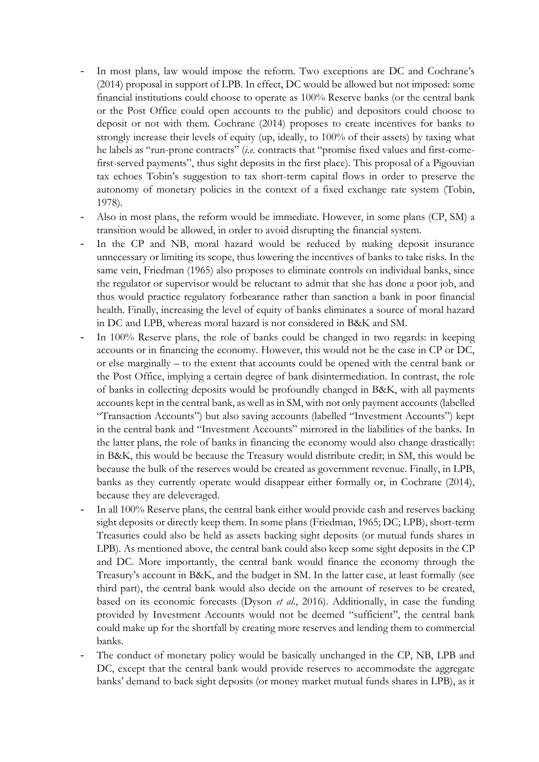- In most plans, law would impose the reform. Two exceptions are DC and Cochrane's (2014) proposal in support of LPB. In effect, DC would be allowed but not imposed: some financial institutions could choose to operate as 100% Reserve banks (or the central bank or the Post Office could open accounts to the public) and depositors could choose to deposit or not with them. Cochrane (2014) proposes to create incentives for banks to strongly increase their levels of equity (up, ideally, to 100% of their assets) by taxing what he labels as "run-prone contracts" (*i.e.* contracts that "promise fixed values and first-come-first-served payments", thus sight deposits in the first place). This proposal of a Pigouvian tax echoes Tobin's suggestion to tax short-term capital flows in order to preserve the autonomy of monetary policies in the context of a fixed exchange rate system (Tobin, 1978).
- Also in most plans, the reform would be immediate. However, in some plans (CP, SM) a transition would be allowed, in order to avoid disrupting the financial system.
- In the CP and NB, moral hazard would be reduced by making deposit insurance unnecessary or limiting its scope, thus lowering the incentives of banks to take risks. In the same vein, Friedman (1965) also proposes to eliminate controls on individual banks, since the regulator or supervisor would be reluctant to admit that she has done a poor job, and thus would practice regulatory forbearance rather than sanction a bank in poor financial health. Finally, increasing the level of equity of banks eliminates a source of moral hazard in DC and LPB, whereas moral hazard is not considered in B&K and SM.
- In 100% Reserve plans, the role of banks could be changed in two regards: in keeping accounts or in financing the economy. However, this would not be the case in CP or DC, or else marginally – to the extent that accounts could be opened with the central bank or the Post Office, implying a certain degree of bank disintermediation. In contrast, the role of banks in collecting deposits would be profoundly changed in B&K, with all payments accounts kept in the central bank, as well as in SM, with not only payment accounts (labelled "Transaction Accounts") but also saving accounts (labelled "Investment Accounts") kept in the central bank and "Investment Accounts" mirrored in the liabilities of the banks. In the latter plans, the role of banks in financing the economy would also change drastically: in B&K, this would be because the Treasury would distribute credit; in SM, this would be because the bulk of the reserves would be created as government revenue. Finally, in LPB, banks as they currently operate would disappear either formally or, in Cochrane (2014), because they are deleveraged.
- In all 100% Reserve plans, the central bank either would provide cash and reserves backing sight deposits or directly keep them. In some plans (Friedman, 1965; DC; LPB), short-term Treasuries could also be held as assets backing sight deposits (or mutual funds shares in LPB). As mentioned above, the central bank could also keep some sight deposits in the CP and DC. More importantly, the central bank would finance the economy through the Treasury's account in B&K, and the budget in SM. In the latter case, at least formally (see third part), the central bank would also decide on the amount of reserves to be created, based on its economic forecasts (Dyson *et al.*, 2016). Additionally, in case the funding provided by Investment Accounts would not be deemed "sufficient", the central bank could make up for the shortfall by creating more reserves and lending them to commercial banks.
- The conduct of monetary policy would be basically unchanged in the CP, NB, LPB and DC, except that the central bank would provide reserves to accommodate the aggregate banks' demand to back sight deposits (or money market mutual funds shares in LPB), as it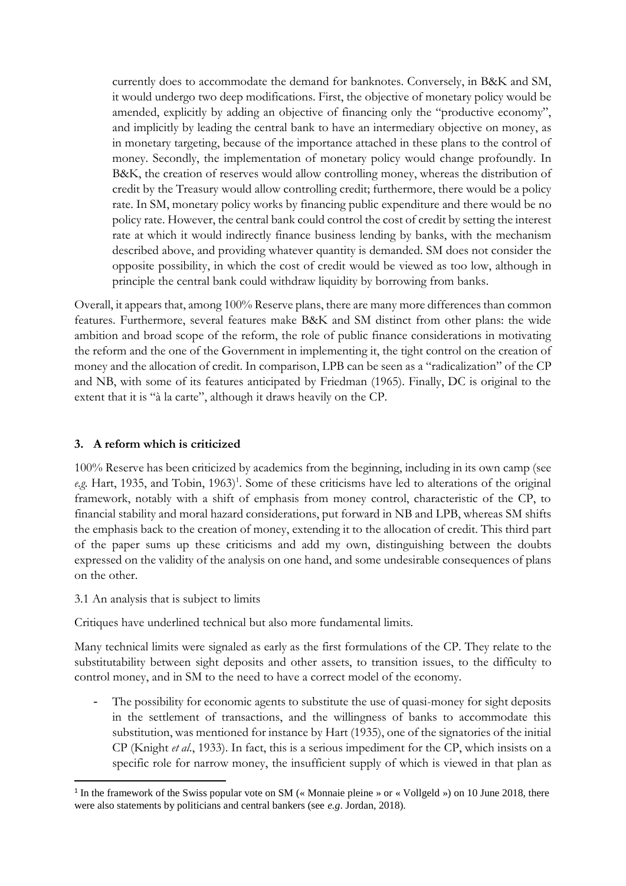currently does to accommodate the demand for banknotes. Conversely, in B&K and SM, it would undergo two deep modifications. First, the objective of monetary policy would be amended, explicitly by adding an objective of financing only the "productive economy", and implicitly by leading the central bank to have an intermediary objective on money, as in monetary targeting, because of the importance attached in these plans to the control of money. Secondly, the implementation of monetary policy would change profoundly. In B&K, the creation of reserves would allow controlling money, whereas the distribution of credit by the Treasury would allow controlling credit; furthermore, there would be a policy rate. In SM, monetary policy works by financing public expenditure and there would be no policy rate. However, the central bank could control the cost of credit by setting the interest rate at which it would indirectly finance business lending by banks, with the mechanism described above, and providing whatever quantity is demanded. SM does not consider the opposite possibility, in which the cost of credit would be viewed as too low, although in principle the central bank could withdraw liquidity by borrowing from banks.

Overall, it appears that, among 100% Reserve plans, there are many more differences than common features. Furthermore, several features make B&K and SM distinct from other plans: the wide ambition and broad scope of the reform, the role of public finance considerations in motivating the reform and the one of the Government in implementing it, the tight control on the creation of money and the allocation of credit. In comparison, LPB can be seen as a "radicalization" of the CP and NB, with some of its features anticipated by Friedman (1965). Finally, DC is original to the extent that it is "à la carte", although it draws heavily on the CP.

## 3. A reform which is criticized

100% Reserve has been criticized by academics from the beginning, including in its own camp (see *e.g.* Hart, 1935, and Tobin, 1963)[1]. Some of these criticisms have led to alterations of the original framework, notably with a shift of emphasis from money control, characteristic of the CP, to financial stability and moral hazard considerations, put forward in NB and LPB, whereas SM shifts the emphasis back to the creation of money, extending it to the allocation of credit. This third part of the paper sums up these criticisms and add my own, distinguishing between the doubts expressed on the validity of the analysis on one hand, and some undesirable consequences of plans on the other.

### 3.1 An analysis that is subject to limits

Critiques have underlined technical but also more fundamental limits.

Many technical limits were signaled as early as the first formulations of the CP. They relate to the substitutability between sight deposits and other assets, to transition issues, to the difficulty to control money, and in SM to the need to have a correct model of the economy.

- The possibility for economic agents to substitute the use of quasi-money for sight deposits in the settlement of transactions, and the willingness of banks to accommodate this substitution, was mentioned for instance by Hart (1935), one of the signatories of the initial CP (Knight *et al*., 1933). In fact, this is a serious impediment for the CP, which insists on a specific role for narrow money, the insufficient supply of which is viewed in that plan as

[1] In the framework of the Swiss popular vote on SM (« Monnaie pleine » or « Vollgeld ») on 10 June 2018, there were also statements by politicians and central bankers (see *e.g*. Jordan, 2018).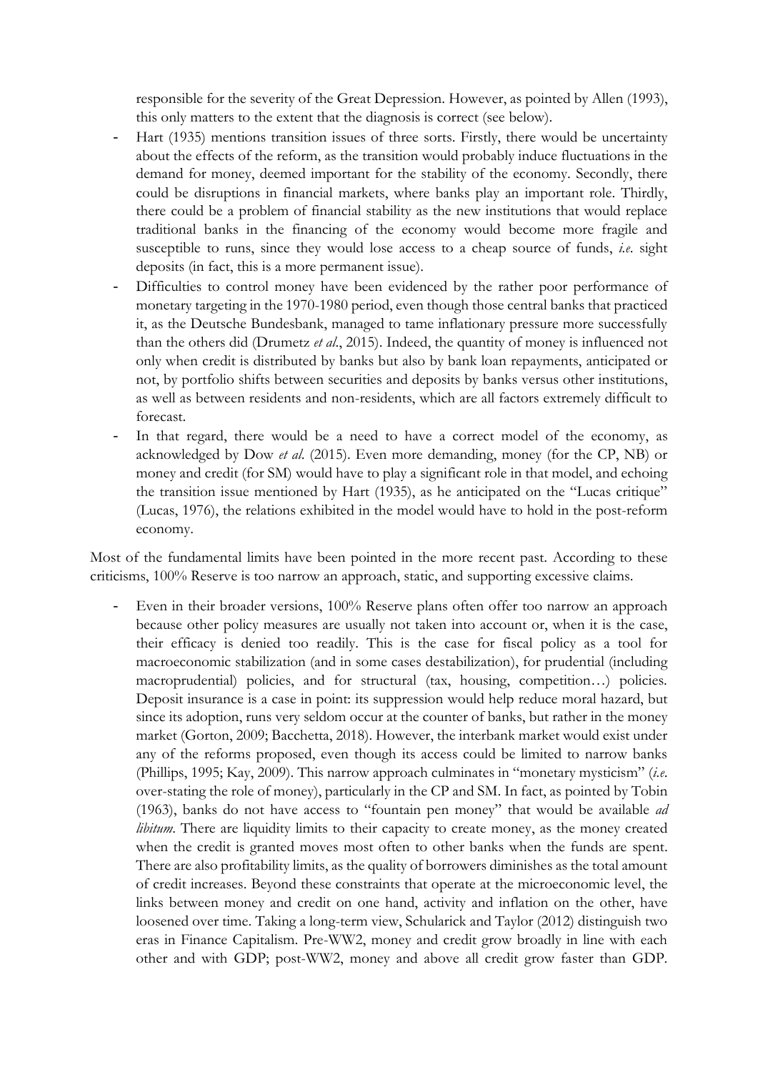responsible for the severity of the Great Depression. However, as pointed by Allen (1993), this only matters to the extent that the diagnosis is correct (see below).

- Hart (1935) mentions transition issues of three sorts. Firstly, there would be uncertainty about the effects of the reform, as the transition would probably induce fluctuations in the demand for money, deemed important for the stability of the economy. Secondly, there could be disruptions in financial markets, where banks play an important role. Thirdly, there could be a problem of financial stability as the new institutions that would replace traditional banks in the financing of the economy would become more fragile and susceptible to runs, since they would lose access to a cheap source of funds, *i.e.* sight deposits (in fact, this is a more permanent issue).
- Difficulties to control money have been evidenced by the rather poor performance of monetary targeting in the 1970-1980 period, even though those central banks that practiced it, as the Deutsche Bundesbank, managed to tame inflationary pressure more successfully than the others did (Drumetz *et al.*, 2015). Indeed, the quantity of money is influenced not only when credit is distributed by banks but also by bank loan repayments, anticipated or not, by portfolio shifts between securities and deposits by banks versus other institutions, as well as between residents and non-residents, which are all factors extremely difficult to forecast.
- In that regard, there would be a need to have a correct model of the economy, as acknowledged by Dow *et al.* (2015). Even more demanding, money (for the CP, NB) or money and credit (for SM) would have to play a significant role in that model, and echoing the transition issue mentioned by Hart (1935), as he anticipated on the "Lucas critique" (Lucas, 1976), the relations exhibited in the model would have to hold in the post-reform economy.

Most of the fundamental limits have been pointed in the more recent past. According to these criticisms, 100% Reserve is too narrow an approach, static, and supporting excessive claims.

- Even in their broader versions, 100% Reserve plans often offer too narrow an approach because other policy measures are usually not taken into account or, when it is the case, their efficacy is denied too readily. This is the case for fiscal policy as a tool for macroeconomic stabilization (and in some cases destabilization), for prudential (including macroprudential) policies, and for structural (tax, housing, competition…) policies. Deposit insurance is a case in point: its suppression would help reduce moral hazard, but since its adoption, runs very seldom occur at the counter of banks, but rather in the money market (Gorton, 2009; Bacchetta, 2018). However, the interbank market would exist under any of the reforms proposed, even though its access could be limited to narrow banks (Phillips, 1995; Kay, 2009). This narrow approach culminates in "monetary mysticism" (*i.e.* over-stating the role of money), particularly in the CP and SM. In fact, as pointed by Tobin (1963), banks do not have access to "fountain pen money" that would be available *ad libitum*. There are liquidity limits to their capacity to create money, as the money created when the credit is granted moves most often to other banks when the funds are spent. There are also profitability limits, as the quality of borrowers diminishes as the total amount of credit increases. Beyond these constraints that operate at the microeconomic level, the links between money and credit on one hand, activity and inflation on the other, have loosened over time. Taking a long-term view, Schularick and Taylor (2012) distinguish two eras in Finance Capitalism. Pre-WW2, money and credit grow broadly in line with each other and with GDP; post-WW2, money and above all credit grow faster than GDP.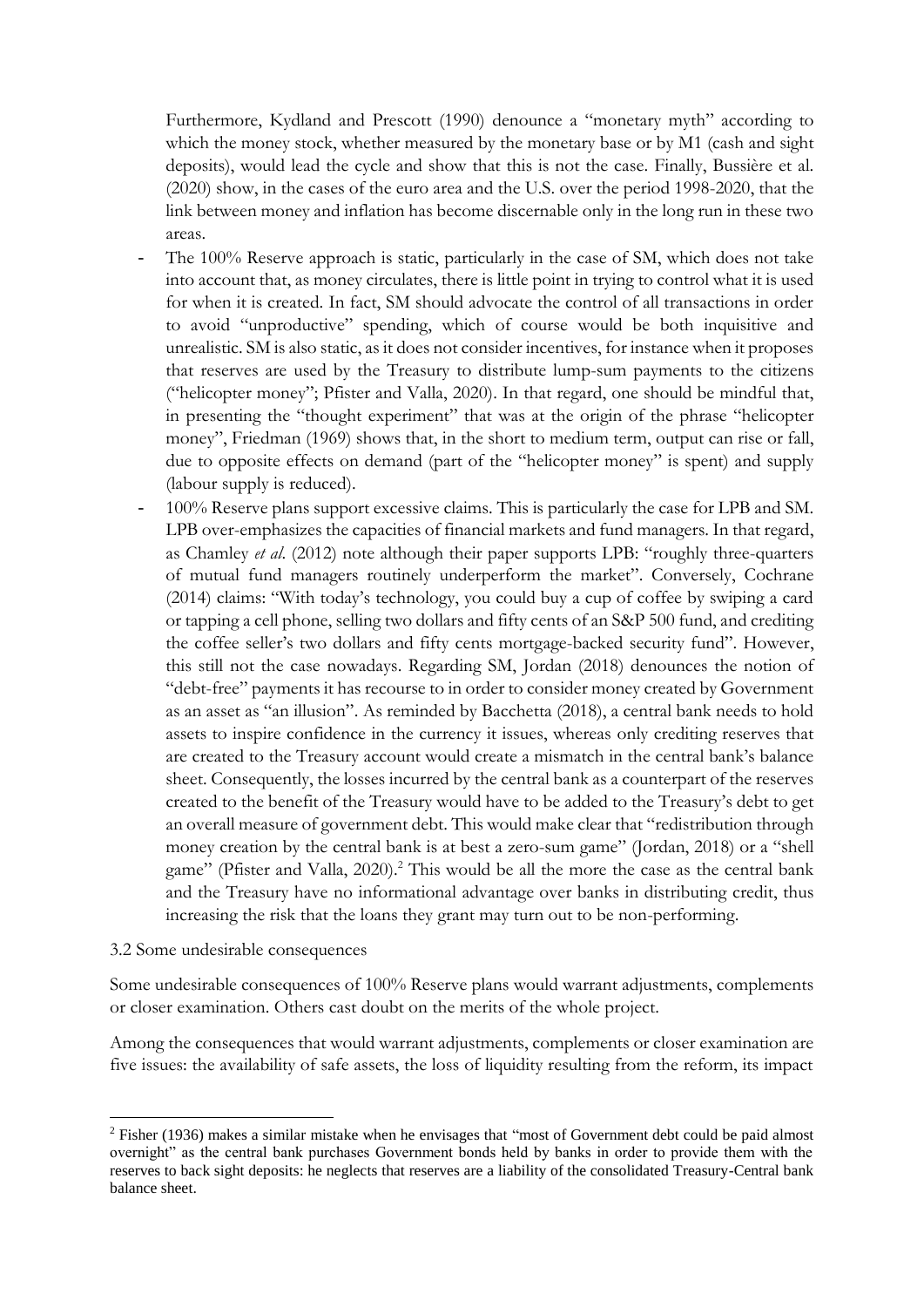Furthermore, Kydland and Prescott (1990) denounce a "monetary myth" according to which the money stock, whether measured by the monetary base or by M1 (cash and sight deposits), would lead the cycle and show that this is not the case. Finally, Bussière et al. (2020) show, in the cases of the euro area and the U.S. over the period 1998-2020, that the link between money and inflation has become discernable only in the long run in these two areas.

- The 100% Reserve approach is static, particularly in the case of SM, which does not take into account that, as money circulates, there is little point in trying to control what it is used for when it is created. In fact, SM should advocate the control of all transactions in order to avoid "unproductive" spending, which of course would be both inquisitive and unrealistic. SM is also static, as it does not consider incentives, for instance when it proposes that reserves are used by the Treasury to distribute lump-sum payments to the citizens ("helicopter money"; Pfister and Valla, 2020). In that regard, one should be mindful that, in presenting the "thought experiment" that was at the origin of the phrase "helicopter money", Friedman (1969) shows that, in the short to medium term, output can rise or fall, due to opposite effects on demand (part of the "helicopter money" is spent) and supply (labour supply is reduced).
- 100% Reserve plans support excessive claims. This is particularly the case for LPB and SM. LPB over-emphasizes the capacities of financial markets and fund managers. In that regard, as Chamley *et al.* (2012) note although their paper supports LPB: "roughly three-quarters of mutual fund managers routinely underperform the market". Conversely, Cochrane (2014) claims: "With today's technology, you could buy a cup of coffee by swiping a card or tapping a cell phone, selling two dollars and fifty cents of an S&P 500 fund, and crediting the coffee seller's two dollars and fifty cents mortgage-backed security fund". However, this still not the case nowadays. Regarding SM, Jordan (2018) denounces the notion of "debt-free" payments it has recourse to in order to consider money created by Government as an asset as "an illusion". As reminded by Bacchetta (2018), a central bank needs to hold assets to inspire confidence in the currency it issues, whereas only crediting reserves that are created to the Treasury account would create a mismatch in the central bank's balance sheet. Consequently, the losses incurred by the central bank as a counterpart of the reserves created to the benefit of the Treasury would have to be added to the Treasury's debt to get an overall measure of government debt. This would make clear that "redistribution through money creation by the central bank is at best a zero-sum game" (Jordan, 2018) or a "shell game" (Pfister and Valla, 2020).[2] This would be all the more the case as the central bank and the Treasury have no informational advantage over banks in distributing credit, thus increasing the risk that the loans they grant may turn out to be non-performing.

3.2 Some undesirable consequences

Some undesirable consequences of 100% Reserve plans would warrant adjustments, complements or closer examination. Others cast doubt on the merits of the whole project.

Among the consequences that would warrant adjustments, complements or closer examination are five issues: the availability of safe assets, the loss of liquidity resulting from the reform, its impact

[2] Fisher (1936) makes a similar mistake when he envisages that "most of Government debt could be paid almost overnight" as the central bank purchases Government bonds held by banks in order to provide them with the reserves to back sight deposits: he neglects that reserves are a liability of the consolidated Treasury-Central bank balance sheet.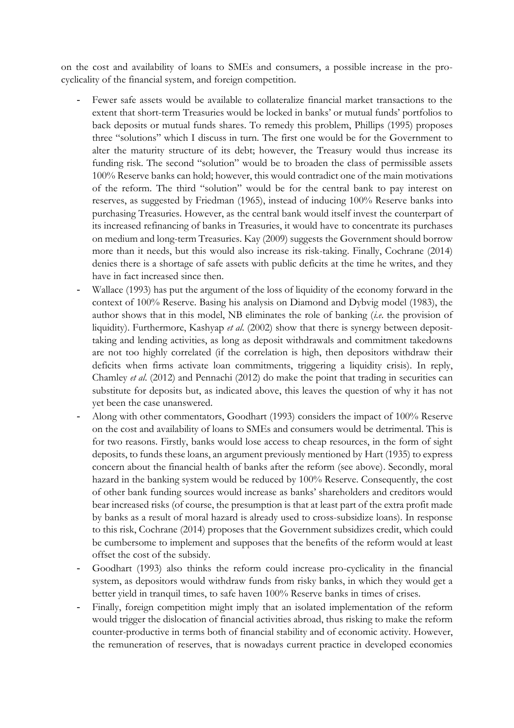on the cost and availability of loans to SMEs and consumers, a possible increase in the pro-cyclicality of the financial system, and foreign competition.

- Fewer safe assets would be available to collateralize financial market transactions to the extent that short-term Treasuries would be locked in banks' or mutual funds' portfolios to back deposits or mutual funds shares. To remedy this problem, Phillips (1995) proposes three "solutions" which I discuss in turn. The first one would be for the Government to alter the maturity structure of its debt; however, the Treasury would thus increase its funding risk. The second "solution" would be to broaden the class of permissible assets 100% Reserve banks can hold; however, this would contradict one of the main motivations of the reform. The third "solution" would be for the central bank to pay interest on reserves, as suggested by Friedman (1965), instead of inducing 100% Reserve banks into purchasing Treasuries. However, as the central bank would itself invest the counterpart of its increased refinancing of banks in Treasuries, it would have to concentrate its purchases on medium and long-term Treasuries. Kay (2009) suggests the Government should borrow more than it needs, but this would also increase its risk-taking. Finally, Cochrane (2014) denies there is a shortage of safe assets with public deficits at the time he writes, and they have in fact increased since then.
- Wallace (1993) has put the argument of the loss of liquidity of the economy forward in the context of 100% Reserve. Basing his analysis on Diamond and Dybvig model (1983), the author shows that in this model, NB eliminates the role of banking (*i.e.* the provision of liquidity). Furthermore, Kashyap *et al.* (2002) show that there is synergy between deposit-taking and lending activities, as long as deposit withdrawals and commitment takedowns are not too highly correlated (if the correlation is high, then depositors withdraw their deficits when firms activate loan commitments, triggering a liquidity crisis). In reply, Chamley *et al.* (2012) and Pennachi (2012) do make the point that trading in securities can substitute for deposits but, as indicated above, this leaves the question of why it has not yet been the case unanswered.
- Along with other commentators, Goodhart (1993) considers the impact of 100% Reserve on the cost and availability of loans to SMEs and consumers would be detrimental. This is for two reasons. Firstly, banks would lose access to cheap resources, in the form of sight deposits, to funds these loans, an argument previously mentioned by Hart (1935) to express concern about the financial health of banks after the reform (see above). Secondly, moral hazard in the banking system would be reduced by 100% Reserve. Consequently, the cost of other bank funding sources would increase as banks' shareholders and creditors would bear increased risks (of course, the presumption is that at least part of the extra profit made by banks as a result of moral hazard is already used to cross-subsidize loans). In response to this risk, Cochrane (2014) proposes that the Government subsidizes credit, which could be cumbersome to implement and supposes that the benefits of the reform would at least offset the cost of the subsidy.
- Goodhart (1993) also thinks the reform could increase pro-cyclicality in the financial system, as depositors would withdraw funds from risky banks, in which they would get a better yield in tranquil times, to safe haven 100% Reserve banks in times of crises.
- Finally, foreign competition might imply that an isolated implementation of the reform would trigger the dislocation of financial activities abroad, thus risking to make the reform counter-productive in terms both of financial stability and of economic activity. However, the remuneration of reserves, that is nowadays current practice in developed economies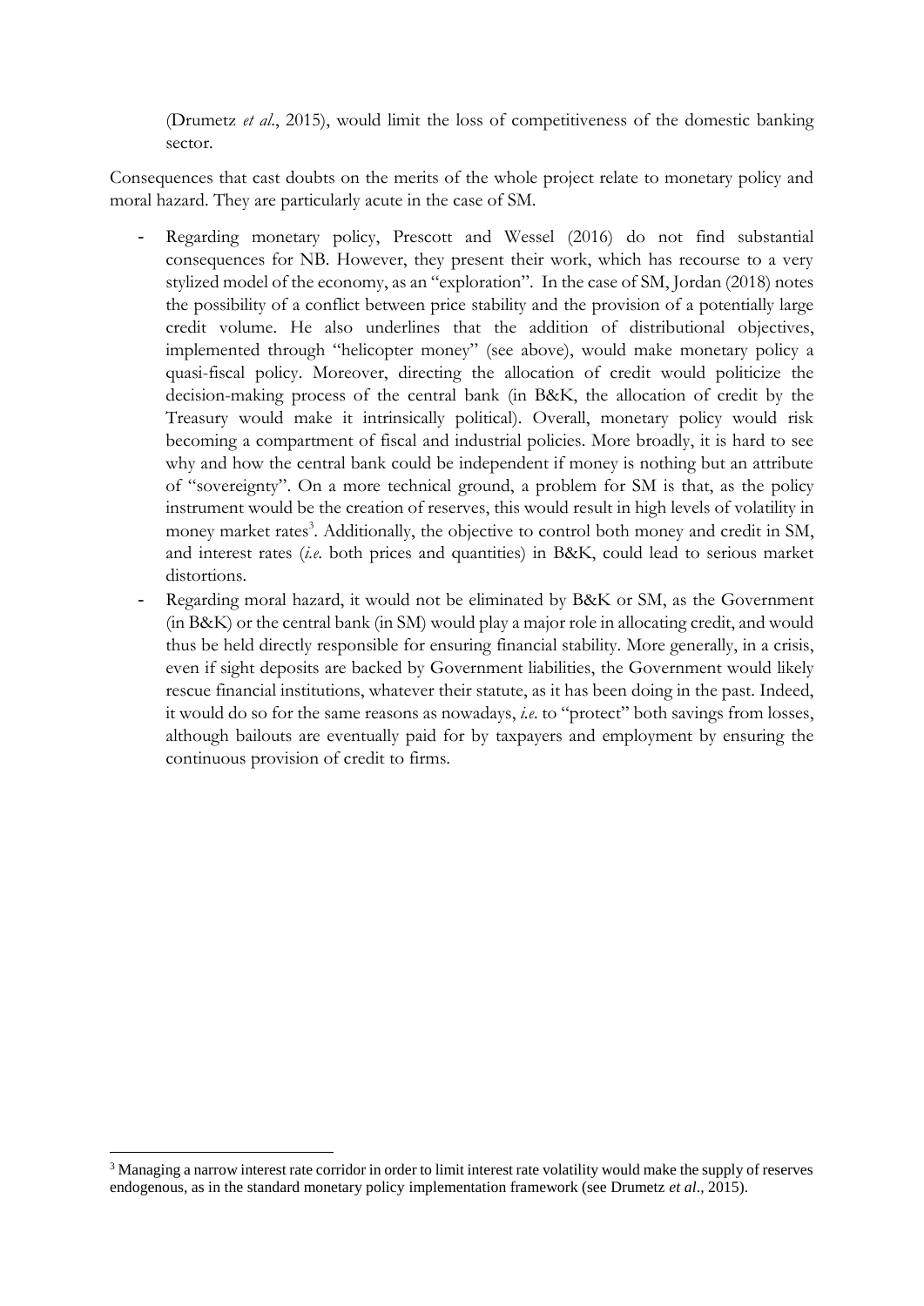(Drumetz *et al*., 2015), would limit the loss of competitiveness of the domestic banking sector.

Consequences that cast doubts on the merits of the whole project relate to monetary policy and moral hazard. They are particularly acute in the case of SM.

- Regarding monetary policy, Prescott and Wessel (2016) do not find substantial consequences for NB. However, they present their work, which has recourse to a very stylized model of the economy, as an "exploration". In the case of SM, Jordan (2018) notes the possibility of a conflict between price stability and the provision of a potentially large credit volume. He also underlines that the addition of distributional objectives, implemented through "helicopter money" (see above), would make monetary policy a quasi-fiscal policy. Moreover, directing the allocation of credit would politicize the decision-making process of the central bank (in B&K, the allocation of credit by the Treasury would make it intrinsically political). Overall, monetary policy would risk becoming a compartment of fiscal and industrial policies. More broadly, it is hard to see why and how the central bank could be independent if money is nothing but an attribute of "sovereignty". On a more technical ground, a problem for SM is that, as the policy instrument would be the creation of reserves, this would result in high levels of volatility in money market rates[3]. Additionally, the objective to control both money and credit in SM, and interest rates (*i.e.* both prices and quantities) in B&K, could lead to serious market distortions.
- Regarding moral hazard, it would not be eliminated by B&K or SM, as the Government (in B&K) or the central bank (in SM) would play a major role in allocating credit, and would thus be held directly responsible for ensuring financial stability. More generally, in a crisis, even if sight deposits are backed by Government liabilities, the Government would likely rescue financial institutions, whatever their statute, as it has been doing in the past. Indeed, it would do so for the same reasons as nowadays, *i.e.* to "protect" both savings from losses, although bailouts are eventually paid for by taxpayers and employment by ensuring the continuous provision of credit to firms.

[3] Managing a narrow interest rate corridor in order to limit interest rate volatility would make the supply of reserves endogenous, as in the standard monetary policy implementation framework (see Drumetz *et al*., 2015).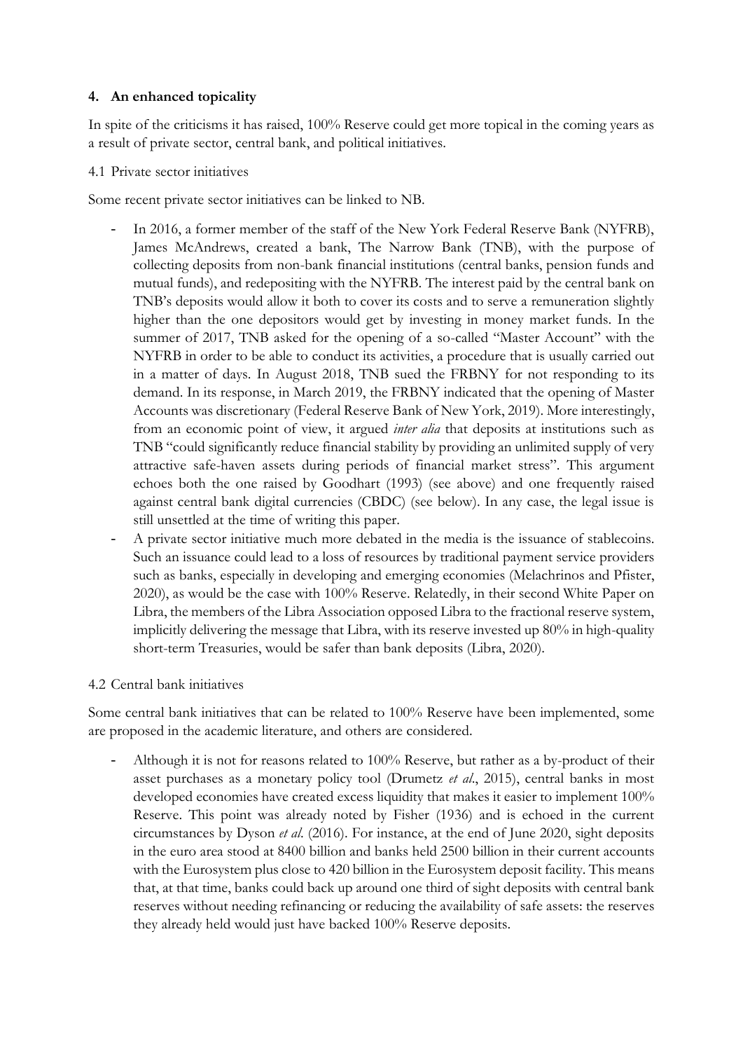## 4. An enhanced topicality

In spite of the criticisms it has raised, 100% Reserve could get more topical in the coming years as a result of private sector, central bank, and political initiatives.

### 4.1 Private sector initiatives

Some recent private sector initiatives can be linked to NB.

- In 2016, a former member of the staff of the New York Federal Reserve Bank (NYFRB), James McAndrews, created a bank, The Narrow Bank (TNB), with the purpose of collecting deposits from non-bank financial institutions (central banks, pension funds and mutual funds), and redepositing with the NYFRB. The interest paid by the central bank on TNB's deposits would allow it both to cover its costs and to serve a remuneration slightly higher than the one depositors would get by investing in money market funds. In the summer of 2017, TNB asked for the opening of a so-called "Master Account" with the NYFRB in order to be able to conduct its activities, a procedure that is usually carried out in a matter of days. In August 2018, TNB sued the FRBNY for not responding to its demand. In its response, in March 2019, the FRBNY indicated that the opening of Master Accounts was discretionary (Federal Reserve Bank of New York, 2019). More interestingly, from an economic point of view, it argued *inter alia* that deposits at institutions such as TNB "could significantly reduce financial stability by providing an unlimited supply of very attractive safe-haven assets during periods of financial market stress". This argument echoes both the one raised by Goodhart (1993) (see above) and one frequently raised against central bank digital currencies (CBDC) (see below). In any case, the legal issue is still unsettled at the time of writing this paper.
- A private sector initiative much more debated in the media is the issuance of stablecoins. Such an issuance could lead to a loss of resources by traditional payment service providers such as banks, especially in developing and emerging economies (Melachrinos and Pfister, 2020), as would be the case with 100% Reserve. Relatedly, in their second White Paper on Libra, the members of the Libra Association opposed Libra to the fractional reserve system, implicitly delivering the message that Libra, with its reserve invested up 80% in high-quality short-term Treasuries, would be safer than bank deposits (Libra, 2020).

### 4.2 Central bank initiatives

Some central bank initiatives that can be related to 100% Reserve have been implemented, some are proposed in the academic literature, and others are considered.

- Although it is not for reasons related to 100% Reserve, but rather as a by-product of their asset purchases as a monetary policy tool (Drumetz *et al*., 2015), central banks in most developed economies have created excess liquidity that makes it easier to implement 100% Reserve. This point was already noted by Fisher (1936) and is echoed in the current circumstances by Dyson *et al*. (2016). For instance, at the end of June 2020, sight deposits in the euro area stood at 8400 billion and banks held 2500 billion in their current accounts with the Eurosystem plus close to 420 billion in the Eurosystem deposit facility. This means that, at that time, banks could back up around one third of sight deposits with central bank reserves without needing refinancing or reducing the availability of safe assets: the reserves they already held would just have backed 100% Reserve deposits.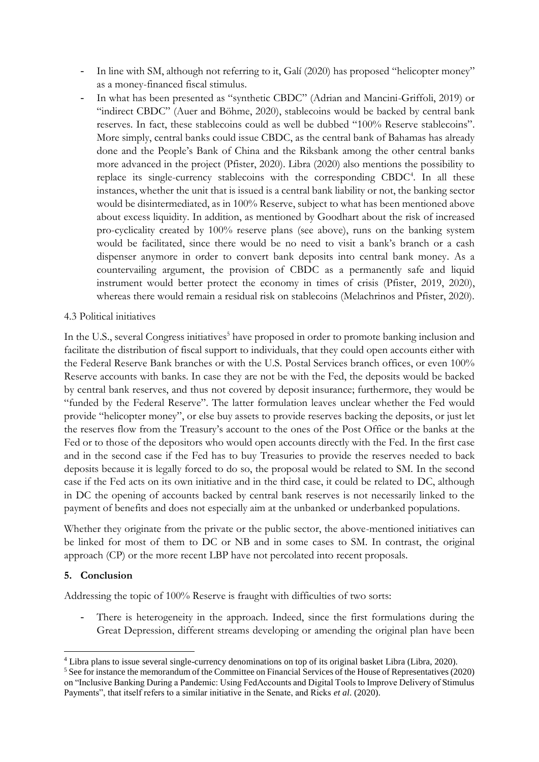- In line with SM, although not referring to it, Galí (2020) has proposed "helicopter money" as a money-financed fiscal stimulus.
- In what has been presented as "synthetic CBDC" (Adrian and Mancini-Griffoli, 2019) or "indirect CBDC" (Auer and Böhme, 2020), stablecoins would be backed by central bank reserves. In fact, these stablecoins could as well be dubbed "100% Reserve stablecoins". More simply, central banks could issue CBDC, as the central bank of Bahamas has already done and the People's Bank of China and the Riksbank among the other central banks more advanced in the project (Pfister, 2020). Libra (2020) also mentions the possibility to replace its single-currency stablecoins with the corresponding CBDC[4]. In all these instances, whether the unit that is issued is a central bank liability or not, the banking sector would be disintermediated, as in 100% Reserve, subject to what has been mentioned above about excess liquidity. In addition, as mentioned by Goodhart about the risk of increased pro-cyclicality created by 100% reserve plans (see above), runs on the banking system would be facilitated, since there would be no need to visit a bank's branch or a cash dispenser anymore in order to convert bank deposits into central bank money. As a countervailing argument, the provision of CBDC as a permanently safe and liquid instrument would better protect the economy in times of crisis (Pfister, 2019, 2020), whereas there would remain a residual risk on stablecoins (Melachrinos and Pfister, 2020).

### 4.3 Political initiatives

In the U.S., several Congress initiatives[5] have proposed in order to promote banking inclusion and facilitate the distribution of fiscal support to individuals, that they could open accounts either with the Federal Reserve Bank branches or with the U.S. Postal Services branch offices, or even 100% Reserve accounts with banks. In case they are not be with the Fed, the deposits would be backed by central bank reserves, and thus not covered by deposit insurance; furthermore, they would be "funded by the Federal Reserve". The latter formulation leaves unclear whether the Fed would provide "helicopter money", or else buy assets to provide reserves backing the deposits, or just let the reserves flow from the Treasury's account to the ones of the Post Office or the banks at the Fed or to those of the depositors who would open accounts directly with the Fed. In the first case and in the second case if the Fed has to buy Treasuries to provide the reserves needed to back deposits because it is legally forced to do so, the proposal would be related to SM. In the second case if the Fed acts on its own initiative and in the third case, it could be related to DC, although in DC the opening of accounts backed by central bank reserves is not necessarily linked to the payment of benefits and does not especially aim at the unbanked or underbanked populations.

Whether they originate from the private or the public sector, the above-mentioned initiatives can be linked for most of them to DC or NB and in some cases to SM. In contrast, the original approach (CP) or the more recent LBP have not percolated into recent proposals.

## 5. Conclusion

Addressing the topic of 100% Reserve is fraught with difficulties of two sorts:

- There is heterogeneity in the approach. Indeed, since the first formulations during the Great Depression, different streams developing or amending the original plan have been

---

[4] Libra plans to issue several single-currency denominations on top of its original basket Libra (Libra, 2020).

[5] See for instance the memorandum of the Committee on Financial Services of the House of Representatives (2020) on "Inclusive Banking During a Pandemic: Using FedAccounts and Digital Tools to Improve Delivery of Stimulus Payments", that itself refers to a similar initiative in the Senate, and Ricks *et al.* (2020).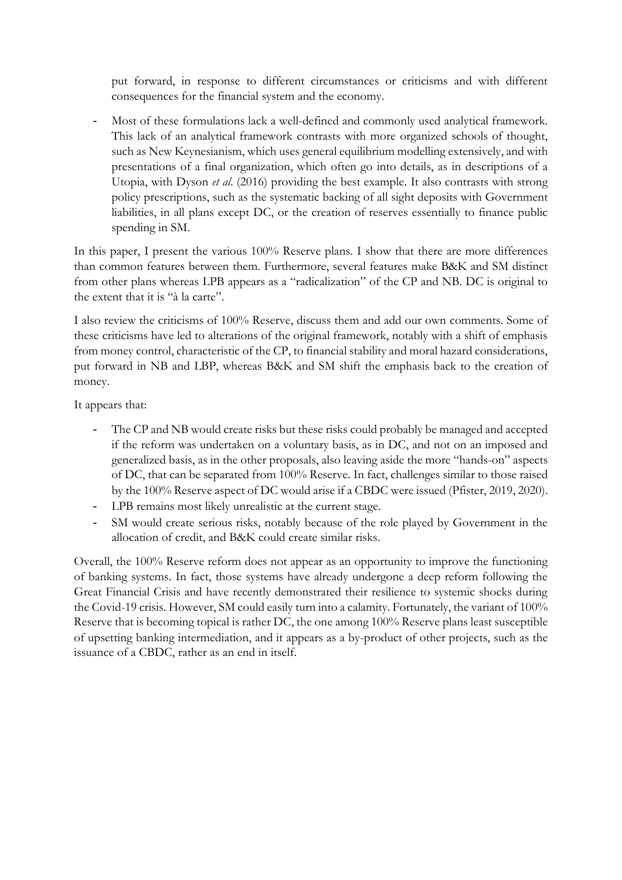put forward, in response to different circumstances or criticisms and with different consequences for the financial system and the economy.

- Most of these formulations lack a well-defined and commonly used analytical framework. This lack of an analytical framework contrasts with more organized schools of thought, such as New Keynesianism, which uses general equilibrium modelling extensively, and with presentations of a final organization, which often go into details, as in descriptions of a Utopia, with Dyson *et al.* (2016) providing the best example. It also contrasts with strong policy prescriptions, such as the systematic backing of all sight deposits with Government liabilities, in all plans except DC, or the creation of reserves essentially to finance public spending in SM.

In this paper, I present the various 100% Reserve plans. I show that there are more differences than common features between them. Furthermore, several features make B&K and SM distinct from other plans whereas LPB appears as a "radicalization" of the CP and NB. DC is original to the extent that it is "à la carte".

I also review the criticisms of 100% Reserve, discuss them and add our own comments. Some of these criticisms have led to alterations of the original framework, notably with a shift of emphasis from money control, characteristic of the CP, to financial stability and moral hazard considerations, put forward in NB and LBP, whereas B&K and SM shift the emphasis back to the creation of money.

It appears that:

- The CP and NB would create risks but these risks could probably be managed and accepted if the reform was undertaken on a voluntary basis, as in DC, and not on an imposed and generalized basis, as in the other proposals, also leaving aside the more "hands-on" aspects of DC, that can be separated from 100% Reserve. In fact, challenges similar to those raised by the 100% Reserve aspect of DC would arise if a CBDC were issued (Pfister, 2019, 2020).
- LPB remains most likely unrealistic at the current stage.
- SM would create serious risks, notably because of the role played by Government in the allocation of credit, and B&K could create similar risks.

Overall, the 100% Reserve reform does not appear as an opportunity to improve the functioning of banking systems. In fact, those systems have already undergone a deep reform following the Great Financial Crisis and have recently demonstrated their resilience to systemic shocks during the Covid-19 crisis. However, SM could easily turn into a calamity. Fortunately, the variant of 100% Reserve that is becoming topical is rather DC, the one among 100% Reserve plans least susceptible of upsetting banking intermediation, and it appears as a by-product of other projects, such as the issuance of a CBDC, rather as an end in itself.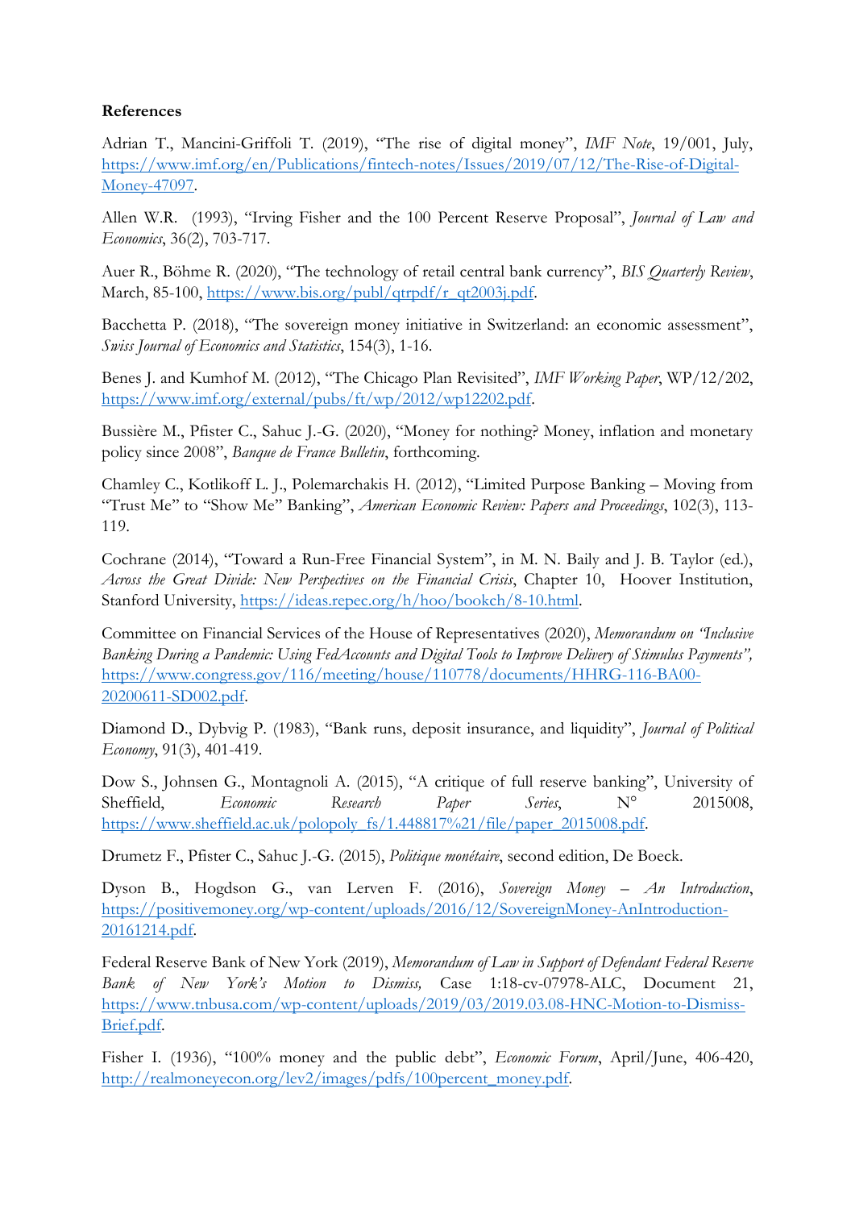**References**

Adrian T., Mancini-Griffoli T. (2019), "The rise of digital money", *IMF Note*, 19/001, July, https://www.imf.org/en/Publications/fintech-notes/Issues/2019/07/12/The-Rise-of-Digital-Money-47097.

Allen W.R. (1993), "Irving Fisher and the 100 Percent Reserve Proposal", *Journal of Law and Economics*, 36(2), 703-717.

Auer R., Böhme R. (2020), "The technology of retail central bank currency", *BIS Quarterly Review*, March, 85-100, https://www.bis.org/publ/qtrpdf/r_qt2003j.pdf.

Bacchetta P. (2018), "The sovereign money initiative in Switzerland: an economic assessment", *Swiss Journal of Economics and Statistics*, 154(3), 1-16.

Benes J. and Kumhof M. (2012), "The Chicago Plan Revisited", *IMF Working Paper*, WP/12/202, https://www.imf.org/external/pubs/ft/wp/2012/wp12202.pdf.

Bussière M., Pfister C., Sahuc J.-G. (2020), "Money for nothing? Money, inflation and monetary policy since 2008", *Banque de France Bulletin*, forthcoming.

Chamley C., Kotlikoff L. J., Polemarchakis H. (2012), "Limited Purpose Banking – Moving from "Trust Me" to "Show Me" Banking", *American Economic Review: Papers and Proceedings*, 102(3), 113-119.

Cochrane (2014), "Toward a Run-Free Financial System", in M. N. Baily and J. B. Taylor (ed.), *Across the Great Divide: New Perspectives on the Financial Crisis*, Chapter 10, Hoover Institution, Stanford University, https://ideas.repec.org/h/hoo/bookch/8-10.html.

Committee on Financial Services of the House of Representatives (2020), *Memorandum on "Inclusive Banking During a Pandemic: Using FedAccounts and Digital Tools to Improve Delivery of Stimulus Payments",* https://www.congress.gov/116/meeting/house/110778/documents/HHRG-116-BA00-20200611-SD002.pdf.

Diamond D., Dybvig P. (1983), "Bank runs, deposit insurance, and liquidity", *Journal of Political Economy*, 91(3), 401-419.

Dow S., Johnsen G., Montagnoli A. (2015), "A critique of full reserve banking", University of Sheffield, *Economic Research Paper Series*, N° 2015008, https://www.sheffield.ac.uk/polopoly_fs/1.448817%21/file/paper_2015008.pdf.

Drumetz F., Pfister C., Sahuc J.-G. (2015), *Politique monétaire*, second edition, De Boeck.

Dyson B., Hogdson G., van Lerven F. (2016), *Sovereign Money – An Introduction*, https://positivemoney.org/wp-content/uploads/2016/12/SovereignMoney-AnIntroduction-20161214.pdf.

Federal Reserve Bank of New York (2019), *Memorandum of Law in Support of Defendant Federal Reserve Bank of New York's Motion to Dismiss,* Case 1:18-cv-07978-ALC, Document 21, https://www.tnbusa.com/wp-content/uploads/2019/03/2019.03.08-HNC-Motion-to-Dismiss-Brief.pdf.

Fisher I. (1936), "100% money and the public debt", *Economic Forum*, April/June, 406-420, http://realmoneyecon.org/lev2/images/pdfs/100percent_money.pdf.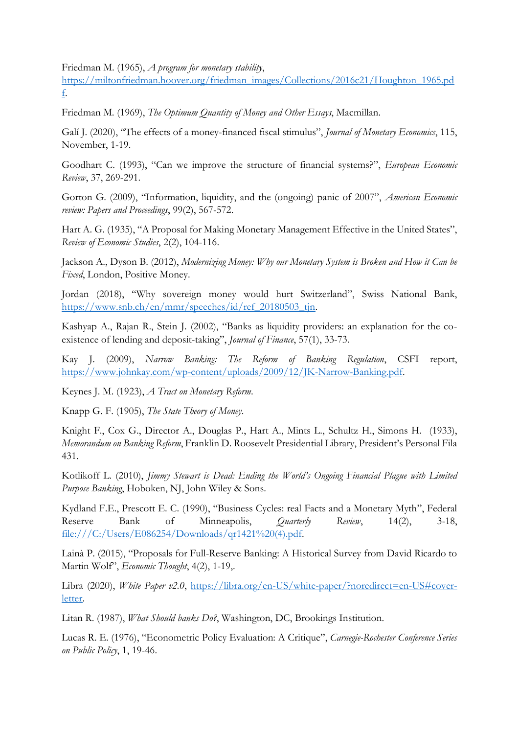Friedman M. (1965), *A program for monetary stability*, https://miltonfriedman.hoover.org/friedman_images/Collections/2016c21/Houghton_1965.pdf.

Friedman M. (1969), *The Optimum Quantity of Money and Other Essays*, Macmillan.

Galí J. (2020), "The effects of a money-financed fiscal stimulus", *Journal of Monetary Economics*, 115, November, 1-19.

Goodhart C. (1993), "Can we improve the structure of financial systems?", *European Economic Review*, 37, 269-291.

Gorton G. (2009), "Information, liquidity, and the (ongoing) panic of 2007", *American Economic review: Papers and Proceedings*, 99(2), 567-572.

Hart A. G. (1935), "A Proposal for Making Monetary Management Effective in the United States", *Review of Economic Studies*, 2(2), 104-116.

Jackson A., Dyson B. (2012), *Modernizing Money: Why our Monetary System is Broken and How it Can be Fixed*, London, Positive Money.

Jordan (2018), "Why sovereign money would hurt Switzerland", Swiss National Bank, https://www.snb.ch/en/mmr/speeches/id/ref_20180503_tjn.

Kashyap A., Rajan R., Stein J. (2002), "Banks as liquidity providers: an explanation for the co-existence of lending and deposit-taking", *Journal of Finance*, 57(1), 33-73.

Kay J. (2009), *Narrow Banking: The Reform of Banking Regulation*, CSFI report, https://www.johnkay.com/wp-content/uploads/2009/12/JK-Narrow-Banking.pdf.

Keynes J. M. (1923), *A Tract on Monetary Reform*.

Knapp G. F. (1905), *The State Theory of Money*.

Knight F., Cox G., Director A., Douglas P., Hart A., Mints L., Schultz H., Simons H. (1933), *Memorandum on Banking Reform*, Franklin D. Roosevelt Presidential Library, President's Personal Fila 431.

Kotlikoff L. (2010), *Jimmy Stewart is Dead: Ending the World's Ongoing Financial Plague with Limited Purpose Banking*, Hoboken, NJ, John Wiley & Sons.

Kydland F.E., Prescott E. C. (1990), "Business Cycles: real Facts and a Monetary Myth", Federal Reserve Bank of Minneapolis, *Quarterly Review*, 14(2), 3-18, file:///C:/Users/E086254/Downloads/qr1421%20(4).pdf.

Lainà P. (2015), "Proposals for Full-Reserve Banking: A Historical Survey from David Ricardo to Martin Wolf", *Economic Thought*, 4(2), 1-19,.

Libra (2020), *White Paper v2.0*, https://libra.org/en-US/white-paper/?noredirect=en-US#cover-letter.

Litan R. (1987), *What Should banks Do?*, Washington, DC, Brookings Institution.

Lucas R. E. (1976), "Econometric Policy Evaluation: A Critique", *Carnegie-Rochester Conference Series on Public Policy*, 1, 19-46.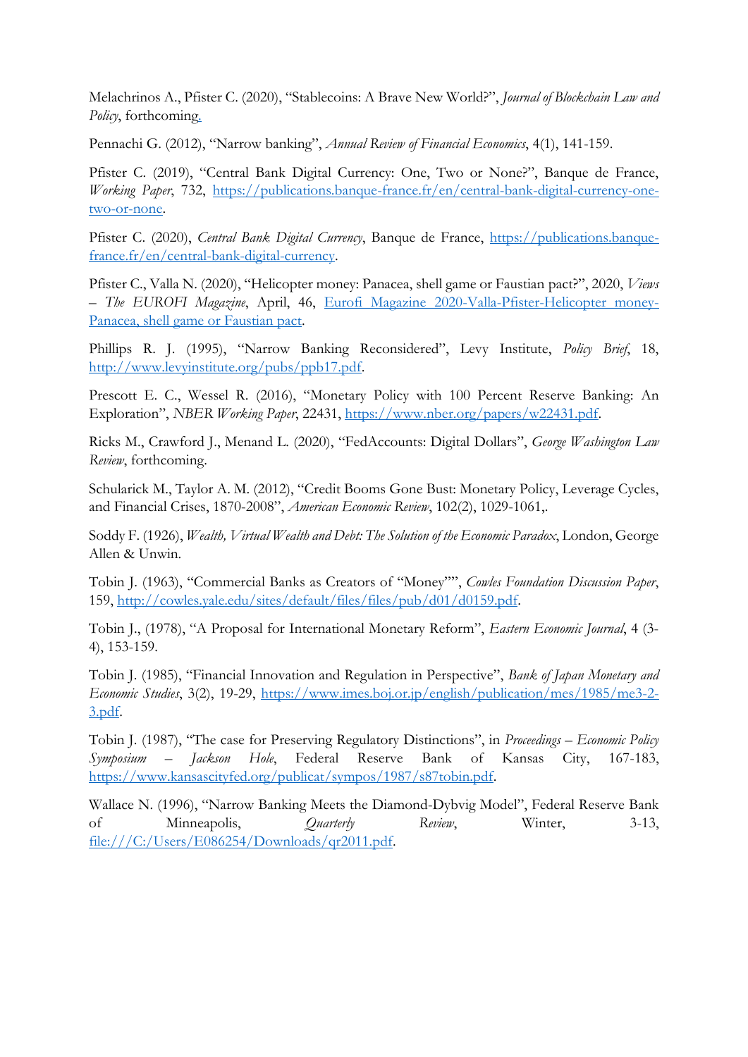Melachrinos A., Pfister C. (2020), "Stablecoins: A Brave New World?", *Journal of Blockchain Law and Policy*, forthcoming.

Pennachi G. (2012), "Narrow banking", *Annual Review of Financial Economics*, 4(1), 141-159.

Pfister C. (2019), "Central Bank Digital Currency: One, Two or None?", Banque de France, *Working Paper*, 732, https://publications.banque-france.fr/en/central-bank-digital-currency-one-two-or-none.

Pfister C. (2020), *Central Bank Digital Currency*, Banque de France, https://publications.banque-france.fr/en/central-bank-digital-currency.

Pfister C., Valla N. (2020), "Helicopter money: Panacea, shell game or Faustian pact?", 2020, *Views – The EUROFI Magazine*, April, 46, Eurofi Magazine 2020-Valla-Pfister-Helicopter money-Panacea, shell game or Faustian pact.

Phillips R. J. (1995), "Narrow Banking Reconsidered", Levy Institute, *Policy Brief*, 18, http://www.levyinstitute.org/pubs/ppb17.pdf.

Prescott E. C., Wessel R. (2016), "Monetary Policy with 100 Percent Reserve Banking: An Exploration", *NBER Working Paper*, 22431, https://www.nber.org/papers/w22431.pdf.

Ricks M., Crawford J., Menand L. (2020), "FedAccounts: Digital Dollars", *George Washington Law Review*, forthcoming.

Schularick M., Taylor A. M. (2012), "Credit Booms Gone Bust: Monetary Policy, Leverage Cycles, and Financial Crises, 1870-2008", *American Economic Review*, 102(2), 1029-1061,.

Soddy F. (1926), *Wealth, Virtual Wealth and Debt: The Solution of the Economic Paradox*, London, George Allen & Unwin.

Tobin J. (1963), "Commercial Banks as Creators of "Money"", *Cowles Foundation Discussion Paper*, 159, http://cowles.yale.edu/sites/default/files/files/pub/d01/d0159.pdf.

Tobin J., (1978), "A Proposal for International Monetary Reform", *Eastern Economic Journal*, 4 (3-4), 153-159.

Tobin J. (1985), "Financial Innovation and Regulation in Perspective", *Bank of Japan Monetary and Economic Studies*, 3(2), 19-29, https://www.imes.boj.or.jp/english/publication/mes/1985/me3-2-3.pdf.

Tobin J. (1987), "The case for Preserving Regulatory Distinctions", in *Proceedings – Economic Policy Symposium – Jackson Hole*, Federal Reserve Bank of Kansas City, 167-183, https://www.kansascityfed.org/publicat/sympos/1987/s87tobin.pdf.

Wallace N. (1996), "Narrow Banking Meets the Diamond-Dybvig Model", Federal Reserve Bank of Minneapolis, *Quarterly Review*, Winter, 3-13, file:///C:/Users/E086254/Downloads/qr2011.pdf.